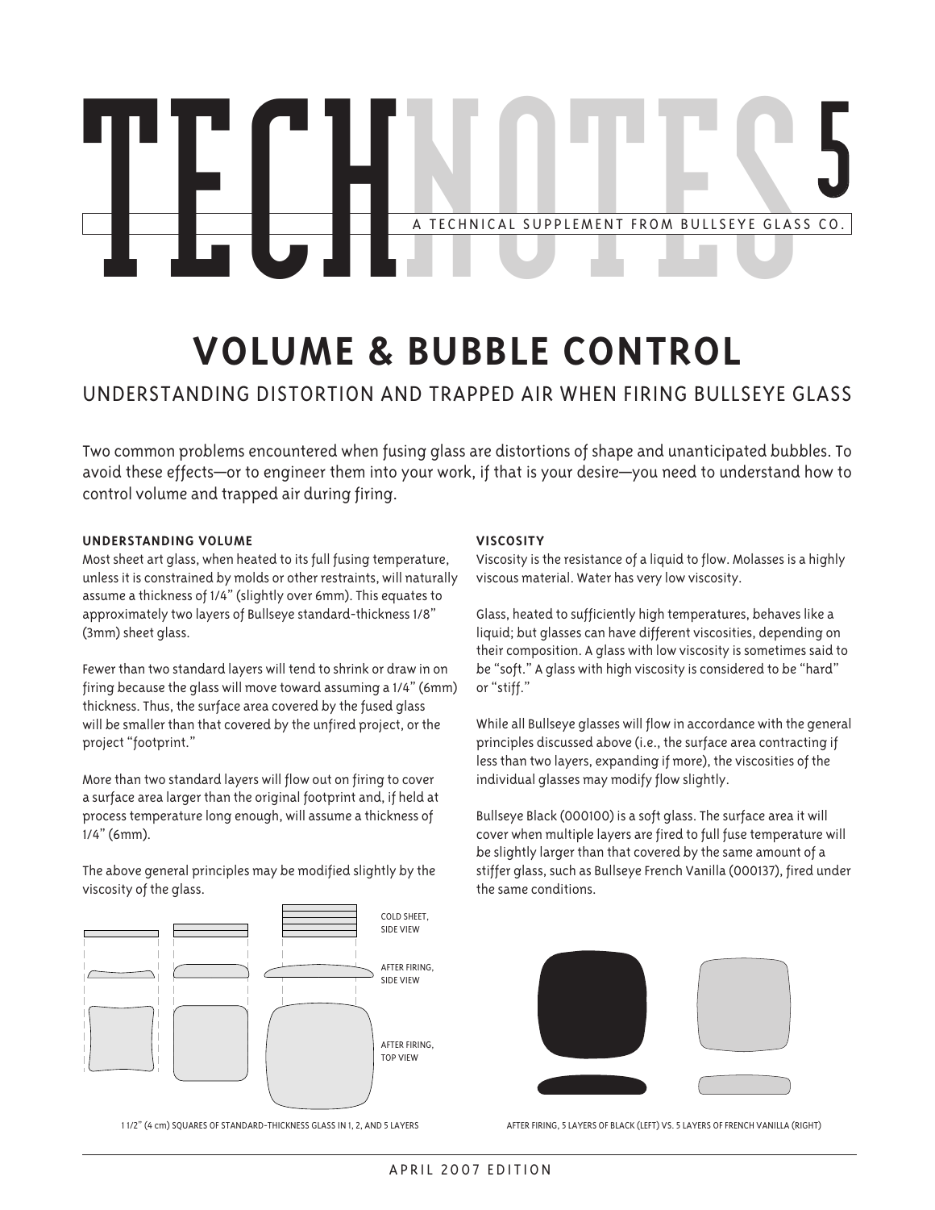# TECHNOTES 5

A TECHNICAL SUPPLEMENT FROM BULLSEYE GLASS CO.

## VOLUME & BUBBLE CONTROL

### UNDERSTANDING DISTORTION AND TRAPPED AIR WHEN FIRING BULLSEYE GLASS

Two common problems encountered when fusing glass are distortions of shape and unanticipated bubbles. To avoid these effects—or to engineer them into your work, if that is your desire—you need to understand how to control volume and trapped air during firing.

#### UNDERSTANDING VOLUME

Most sheet art glass, when heated to its full fusing temperature, unless it is constrained by molds or other restraints, will naturally assume a thickness of 1/4" (slightly over 6mm). This equates to approximately two layers of Bullseye standard-thickness 1/8" (3mm) sheet glass.

Fewer than two standard layers will tend to shrink or draw in on firing because the glass will move toward assuming a 1/4" (6mm) thickness. Thus, the surface area covered by the fused glass will be smaller than that covered by the unfired project, or the project "footprint."

More than two standard layers will flow out on firing to cover a surface area larger than the original footprint and, if held at process temperature long enough, will assume a thickness of 1/4" (6mm).

The above general principles may be modified slightly by the viscosity of the glass.

COLD SHEET, SIDE VIEW

AFTER FIRING, SIDE VIEW

AFTER FIRING, TOP VIEW

1 1/2" (4 cm) SQUARES OF STANDARD-THICKNESS GLASS IN 1, 2, AND 5 LAYERS

#### VISCOSITY

Viscosity is the resistance of a liquid to flow. Molasses is a highly viscous material. Water has very low viscosity.

Glass, heated to sufficiently high temperatures, behaves like a liquid; but glasses can have different viscosities, depending on their composition. A glass with low viscosity is sometimes said to be "soft." A glass with high viscosity is considered to be "hard" or "stiff."

While all Bullseye glasses will flow in accordance with the general principles discussed above (i.e., the surface area contracting if less than two layers, expanding if more), the viscosities of the individual glasses may modify flow slightly.

Bullseye Black (000100) is a soft glass. The surface area it will cover when multiple layers are fired to full fuse temperature will be slightly larger than that covered by the same amount of a stiffer glass, such as Bullseye French Vanilla (000137), fired under the same conditions.

AFTER FIRING, 5 LAYERS OF BLACK (LEFT) VS. 5 LAYERS OF FRENCH VANILLA (RIGHT)

APRIL 2007 EDITION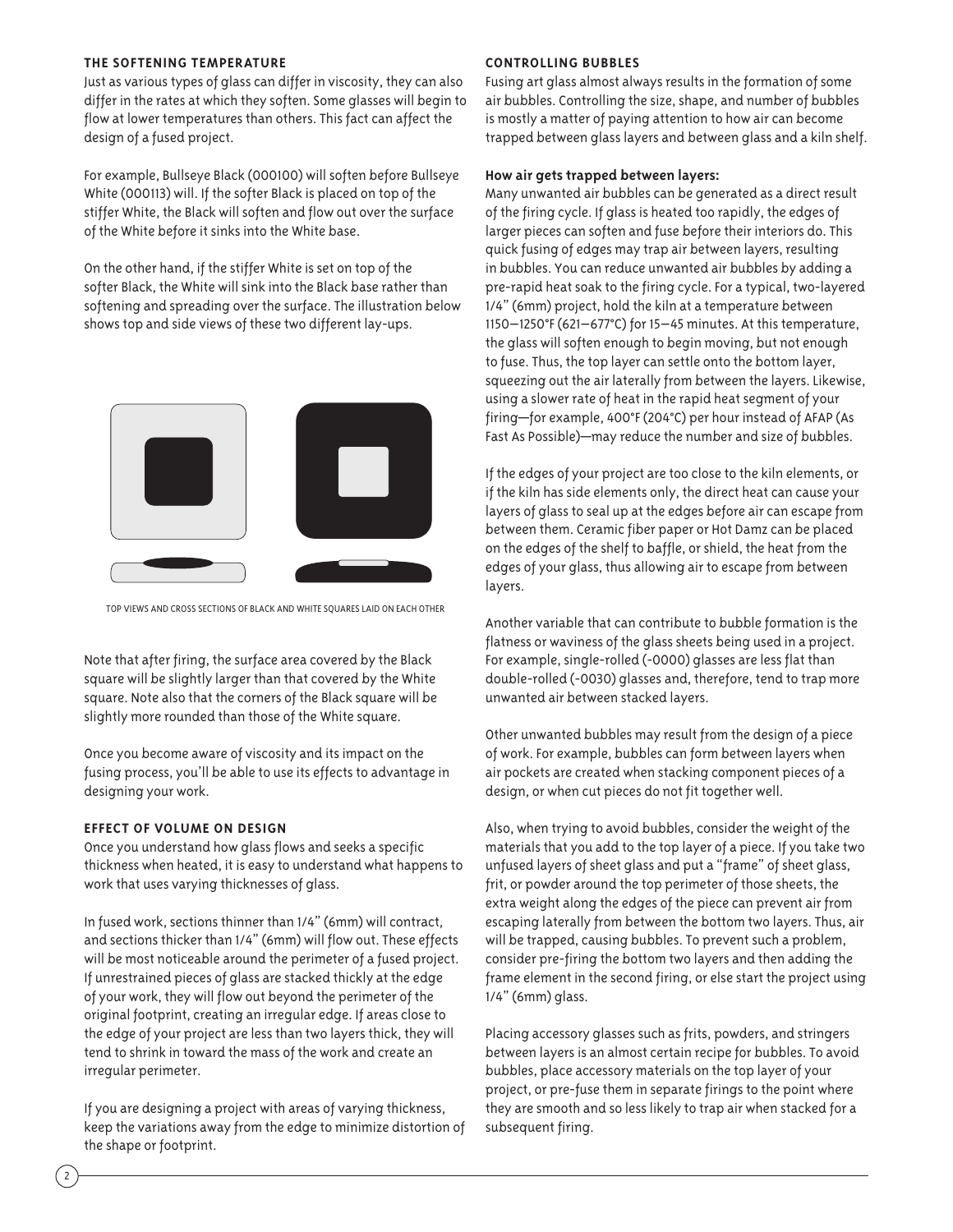### THE SOFTENING TEMPERATURE

Just as various types of glass can differ in viscosity, they can also differ in the rates at which they soften. Some glasses will begin to flow at lower temperatures than others. This fact can affect the design of a fused project.

For example, Bullseye Black (000100) will soften before Bullseye White (000113) will. If the softer Black is placed on top of the stiffer White, the Black will soften and flow out over the surface of the White before it sinks into the White base.

On the other hand, if the stiffer White is set on top of the softer Black, the White will sink into the Black base rather than softening and spreading over the surface. The illustration below shows top and side views of these two different lay-ups.

TOP VIEWS AND CROSS SECTIONS OF BLACK AND WHITE SQUARES LAID ON EACH OTHER

Note that after firing, the surface area covered by the Black square will be slightly larger than that covered by the White square. Note also that the corners of the Black square will be slightly more rounded than those of the White square.

Once you become aware of viscosity and its impact on the fusing process, you'll be able to use its effects to advantage in designing your work.

### EFFECT OF VOLUME ON DESIGN

Once you understand how glass flows and seeks a specific thickness when heated, it is easy to understand what happens to work that uses varying thicknesses of glass.

In fused work, sections thinner than 1/4" (6mm) will contract, and sections thicker than 1/4" (6mm) will flow out. These effects will be most noticeable around the perimeter of a fused project. If unrestrained pieces of glass are stacked thickly at the edge of your work, they will flow out beyond the perimeter of the original footprint, creating an irregular edge. If areas close to the edge of your project are less than two layers thick, they will tend to shrink in toward the mass of the work and create an irregular perimeter.

If you are designing a project with areas of varying thickness, keep the variations away from the edge to minimize distortion of the shape or footprint.

### CONTROLLING BUBBLES

Fusing art glass almost always results in the formation of some air bubbles. Controlling the size, shape, and number of bubbles is mostly a matter of paying attention to how air can become trapped between glass layers and between glass and a kiln shelf.

**How air gets trapped between layers:**

Many unwanted air bubbles can be generated as a direct result of the firing cycle. If glass is heated too rapidly, the edges of larger pieces can soften and fuse before their interiors do. This quick fusing of edges may trap air between layers, resulting in bubbles. You can reduce unwanted air bubbles by adding a pre-rapid heat soak to the firing cycle. For a typical, two-layered 1/4" (6mm) project, hold the kiln at a temperature between 1150–1250°F (621–677°C) for 15–45 minutes. At this temperature, the glass will soften enough to begin moving, but not enough to fuse. Thus, the top layer can settle onto the bottom layer, squeezing out the air laterally from between the layers. Likewise, using a slower rate of heat in the rapid heat segment of your firing—for example, 400°F (204°C) per hour instead of AFAP (As Fast As Possible)—may reduce the number and size of bubbles.

If the edges of your project are too close to the kiln elements, or if the kiln has side elements only, the direct heat can cause your layers of glass to seal up at the edges before air can escape from between them. Ceramic fiber paper or Hot Damz can be placed on the edges of the shelf to baffle, or shield, the heat from the edges of your glass, thus allowing air to escape from between layers.

Another variable that can contribute to bubble formation is the flatness or waviness of the glass sheets being used in a project. For example, single-rolled (-0000) glasses are less flat than double-rolled (-0030) glasses and, therefore, tend to trap more unwanted air between stacked layers.

Other unwanted bubbles may result from the design of a piece of work. For example, bubbles can form between layers when air pockets are created when stacking component pieces of a design, or when cut pieces do not fit together well.

Also, when trying to avoid bubbles, consider the weight of the materials that you add to the top layer of a piece. If you take two unfused layers of sheet glass and put a "frame" of sheet glass, frit, or powder around the top perimeter of those sheets, the extra weight along the edges of the piece can prevent air from escaping laterally from between the bottom two layers. Thus, air will be trapped, causing bubbles. To prevent such a problem, consider pre-firing the bottom two layers and then adding the frame element in the second firing, or else start the project using 1/4" (6mm) glass.

Placing accessory glasses such as frits, powders, and stringers between layers is an almost certain recipe for bubbles. To avoid bubbles, place accessory materials on the top layer of your project, or pre-fuse them in separate firings to the point where they are smooth and so less likely to trap air when stacked for a subsequent firing.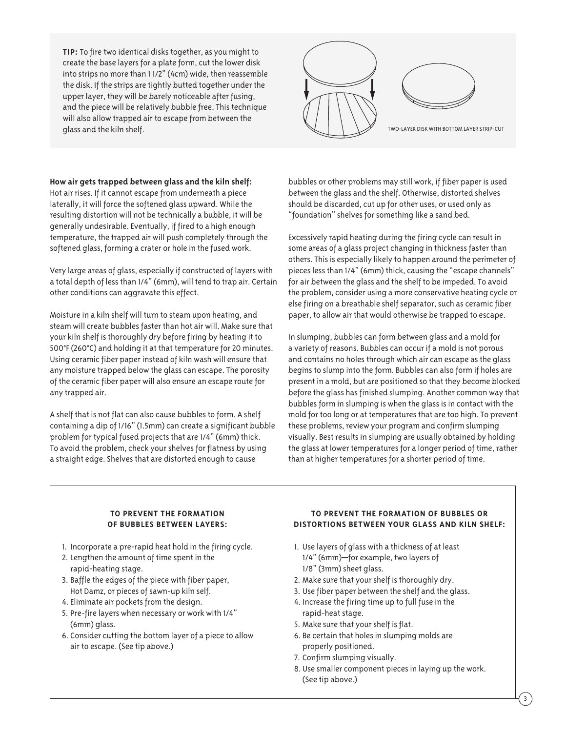**TIP:** To fire two identical disks together, as you might to create the base layers for a plate form, cut the lower disk into strips no more than 1 1/2" (4cm) wide, then reassemble the disk. If the strips are tightly butted together under the upper layer, they will be barely noticeable after fusing, and the piece will be relatively bubble free. This technique will also allow trapped air to escape from between the glass and the kiln shelf.

TWO-LAYER DISK WITH BOTTOM LAYER STRIP-CUT

**How air gets trapped between glass and the kiln shelf:** Hot air rises. If it cannot escape from underneath a piece laterally, it will force the softened glass upward. While the resulting distortion will not be technically a bubble, it will be generally undesirable. Eventually, if fired to a high enough temperature, the trapped air will push completely through the softened glass, forming a crater or hole in the fused work.

Very large areas of glass, especially if constructed of layers with a total depth of less than 1/4" (6mm), will tend to trap air. Certain other conditions can aggravate this effect.

Moisture in a kiln shelf will turn to steam upon heating, and steam will create bubbles faster than hot air will. Make sure that your kiln shelf is thoroughly dry before firing by heating it to 500°F (260°C) and holding it at that temperature for 20 minutes. Using ceramic fiber paper instead of kiln wash will ensure that any moisture trapped below the glass can escape. The porosity of the ceramic fiber paper will also ensure an escape route for any trapped air.

A shelf that is not flat can also cause bubbles to form. A shelf containing a dip of 1/16" (1.5mm) can create a significant bubble problem for typical fused projects that are 1/4" (6mm) thick. To avoid the problem, check your shelves for flatness by using a straight edge. Shelves that are distorted enough to cause bubbles or other problems may still work, if fiber paper is used between the glass and the shelf. Otherwise, distorted shelves should be discarded, cut up for other uses, or used only as "foundation" shelves for something like a sand bed.

Excessively rapid heating during the firing cycle can result in some areas of a glass project changing in thickness faster than others. This is especially likely to happen around the perimeter of pieces less than 1/4" (6mm) thick, causing the "escape channels" for air between the glass and the shelf to be impeded. To avoid the problem, consider using a more conservative heating cycle or else firing on a breathable shelf separator, such as ceramic fiber paper, to allow air that would otherwise be trapped to escape.

In slumping, bubbles can form between glass and a mold for a variety of reasons. Bubbles can occur if a mold is not porous and contains no holes through which air can escape as the glass begins to slump into the form. Bubbles can also form if holes are present in a mold, but are positioned so that they become blocked before the glass has finished slumping. Another common way that bubbles form in slumping is when the glass is in contact with the mold for too long or at temperatures that are too high. To prevent these problems, review your program and confirm slumping visually. Best results in slumping are usually obtained by holding the glass at lower temperatures for a longer period of time, rather than at higher temperatures for a shorter period of time.

**TO PREVENT THE FORMATION OF BUBBLES BETWEEN LAYERS:**

1. Incorporate a pre-rapid heat hold in the firing cycle.
2. Lengthen the amount of time spent in the rapid-heating stage.
3. Baffle the edges of the piece with fiber paper, Hot Damz, or pieces of sawn-up kiln self.
4. Eliminate air pockets from the design.
5. Pre-fire layers when necessary or work with 1/4" (6mm) glass.
6. Consider cutting the bottom layer of a piece to allow air to escape. (See tip above.)

**TO PREVENT THE FORMATION OF BUBBLES OR DISTORTIONS BETWEEN YOUR GLASS AND KILN SHELF:**

1. Use layers of glass with a thickness of at least 1/4" (6mm)—for example, two layers of 1/8" (3mm) sheet glass.
2. Make sure that your shelf is thoroughly dry.
3. Use fiber paper between the shelf and the glass.
4. Increase the firing time up to full fuse in the rapid-heat stage.
5. Make sure that your shelf is flat.
6. Be certain that holes in slumping molds are properly positioned.
7. Confirm slumping visually.
8. Use smaller component pieces in laying up the work. (See tip above.)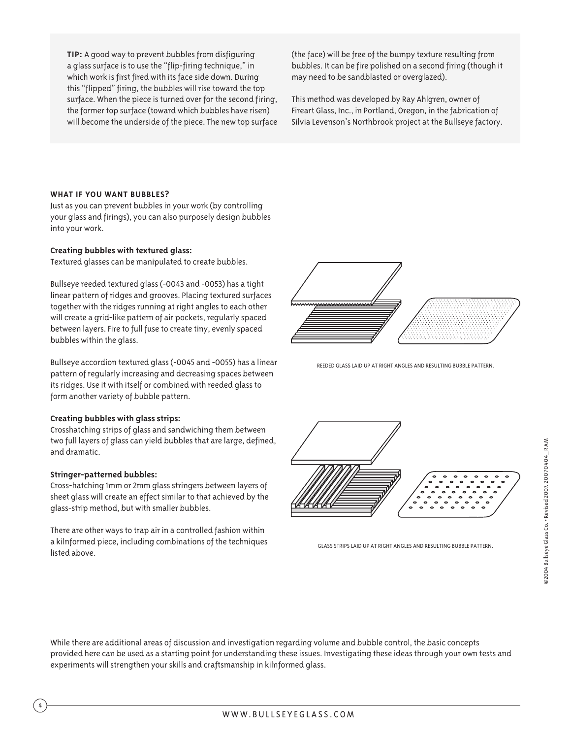**TIP:** A good way to prevent bubbles from disfiguring a glass surface is to use the "flip-firing technique," in which work is first fired with its face side down. During this "flipped" firing, the bubbles will rise toward the top surface. When the piece is turned over for the second firing, the former top surface (toward which bubbles have risen) will become the underside of the piece. The new top surface (the face) will be free of the bumpy texture resulting from bubbles. It can be fire polished on a second firing (though it may need to be sandblasted or overglazed).

This method was developed by Ray Ahlgren, owner of Fireart Glass, Inc., in Portland, Oregon, in the fabrication of Silvia Levenson's Northbrook project at the Bullseye factory.

## WHAT IF YOU WANT BUBBLES?

Just as you can prevent bubbles in your work (by controlling your glass and firings), you can also purposely design bubbles into your work.

### Creating bubbles with textured glass:

Textured glasses can be manipulated to create bubbles.

Bullseye reeded textured glass (-0043 and -0053) has a tight linear pattern of ridges and grooves. Placing textured surfaces together with the ridges running at right angles to each other will create a grid-like pattern of air pockets, regularly spaced between layers. Fire to full fuse to create tiny, evenly spaced bubbles within the glass.

Bullseye accordion textured glass (-0045 and -0055) has a linear pattern of regularly increasing and decreasing spaces between its ridges. Use it with itself or combined with reeded glass to form another variety of bubble pattern.

REEDED GLASS LAID UP AT RIGHT ANGLES AND RESULTING BUBBLE PATTERN.

### Creating bubbles with glass strips:

Crosshatching strips of glass and sandwiching them between two full layers of glass can yield bubbles that are large, defined, and dramatic.

### Stringer-patterned bubbles:

Cross-hatching 1mm or 2mm glass stringers between layers of sheet glass will create an effect similar to that achieved by the glass-strip method, but with smaller bubbles.

There are other ways to trap air in a controlled fashion within a kilnformed piece, including combinations of the techniques listed above.

GLASS STRIPS LAID UP AT RIGHT ANGLES AND RESULTING BUBBLE PATTERN.

While there are additional areas of discussion and investigation regarding volume and bubble control, the basic concepts provided here can be used as a starting point for understanding these issues. Investigating these ideas through your own tests and experiments will strengthen your skills and craftsmanship in kilnformed glass.

©2004 Bullseye Glass Co. • Revised 2007. 20070404_RAM